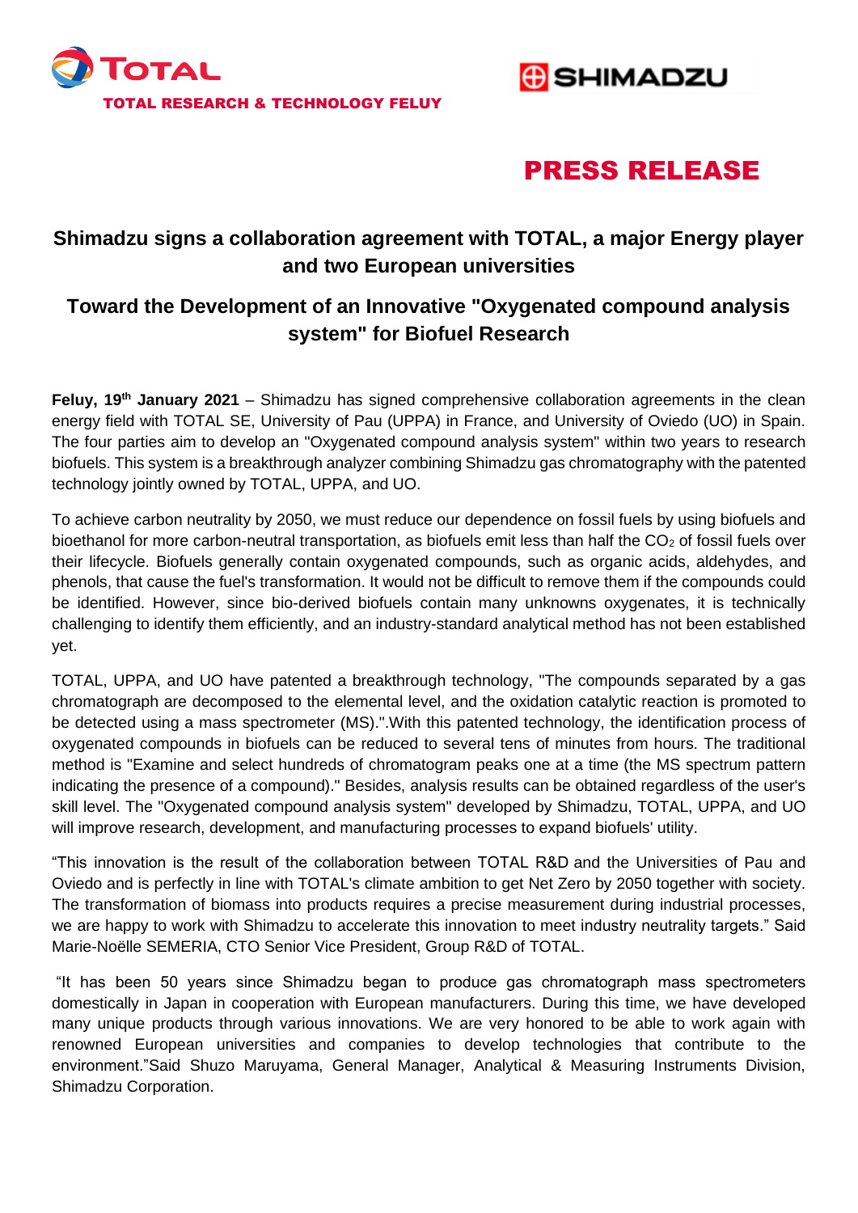TOTAL

TOTAL RESEARCH & TECHNOLOGY FELUY

SHIMADZU

# PRESS RELEASE

## Shimadzu signs a collaboration agreement with TOTAL, a major Energy player and two European universities

## Toward the Development of an Innovative "Oxygenated compound analysis system" for Biofuel Research

**Feluy, 19th January 2021** – Shimadzu has signed comprehensive collaboration agreements in the clean energy field with TOTAL SE, University of Pau (UPPA) in France, and University of Oviedo (UO) in Spain. The four parties aim to develop an "Oxygenated compound analysis system" within two years to research biofuels. This system is a breakthrough analyzer combining Shimadzu gas chromatography with the patented technology jointly owned by TOTAL, UPPA, and UO.

To achieve carbon neutrality by 2050, we must reduce our dependence on fossil fuels by using biofuels and bioethanol for more carbon-neutral transportation, as biofuels emit less than half the $CO_2$ of fossil fuels over their lifecycle. Biofuels generally contain oxygenated compounds, such as organic acids, aldehydes, and phenols, that cause the fuel's transformation. It would not be difficult to remove them if the compounds could be identified. However, since bio-derived biofuels contain many unknowns oxygenates, it is technically challenging to identify them efficiently, and an industry-standard analytical method has not been established yet.

TOTAL, UPPA, and UO have patented a breakthrough technology, "The compounds separated by a gas chromatograph are decomposed to the elemental level, and the oxidation catalytic reaction is promoted to be detected using a mass spectrometer (MS).".With this patented technology, the identification process of oxygenated compounds in biofuels can be reduced to several tens of minutes from hours. The traditional method is "Examine and select hundreds of chromatogram peaks one at a time (the MS spectrum pattern indicating the presence of a compound)." Besides, analysis results can be obtained regardless of the user's skill level. The "Oxygenated compound analysis system" developed by Shimadzu, TOTAL, UPPA, and UO will improve research, development, and manufacturing processes to expand biofuels' utility.

“This innovation is the result of the collaboration between TOTAL R&D and the Universities of Pau and Oviedo and is perfectly in line with TOTAL's climate ambition to get Net Zero by 2050 together with society. The transformation of biomass into products requires a precise measurement during industrial processes, we are happy to work with Shimadzu to accelerate this innovation to meet industry neutrality targets.” Said Marie-Noëlle SEMERIA, CTO Senior Vice President, Group R&D of TOTAL.

“It has been 50 years since Shimadzu began to produce gas chromatograph mass spectrometers domestically in Japan in cooperation with European manufacturers. During this time, we have developed many unique products through various innovations. We are very honored to be able to work again with renowned European universities and companies to develop technologies that contribute to the environment.”Said Shuzo Maruyama, General Manager, Analytical & Measuring Instruments Division, Shimadzu Corporation.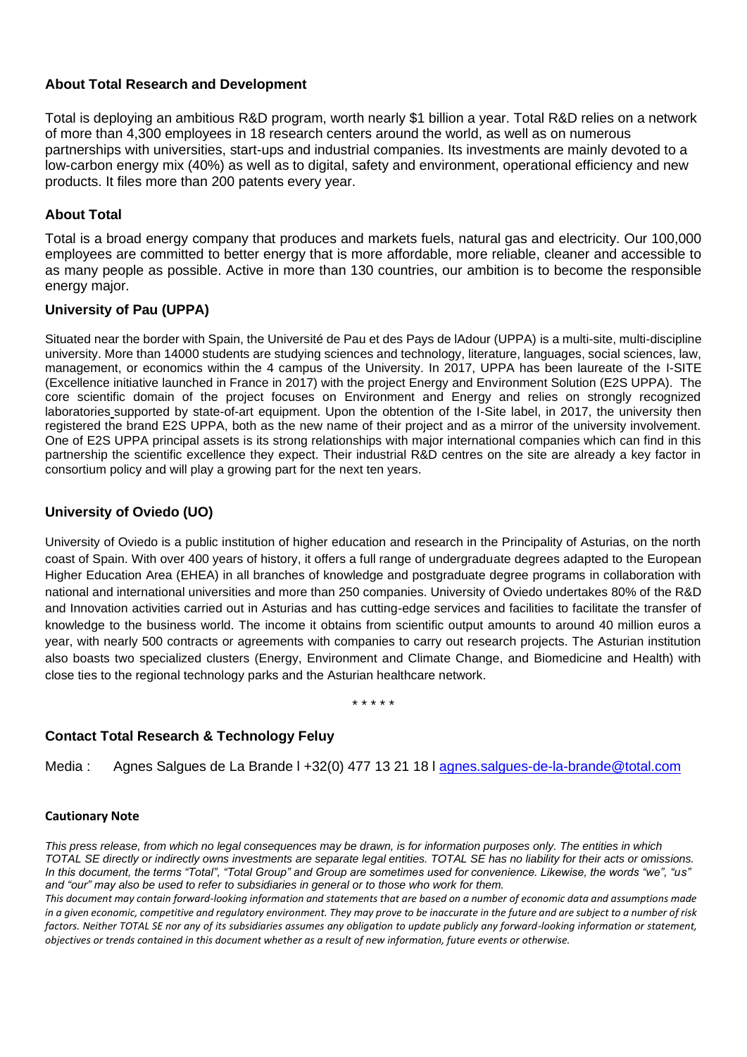## About Total Research and Development

Total is deploying an ambitious R&D program, worth nearly $1 billion a year. Total R&D relies on a network of more than 4,300 employees in 18 research centers around the world, as well as on numerous partnerships with universities, start-ups and industrial companies. Its investments are mainly devoted to a low-carbon energy mix (40%) as well as to digital, safety and environment, operational efficiency and new products. It files more than 200 patents every year.

## About Total

Total is a broad energy company that produces and markets fuels, natural gas and electricity. Our 100,000 employees are committed to better energy that is more affordable, more reliable, cleaner and accessible to as many people as possible. Active in more than 130 countries, our ambition is to become the responsible energy major.

## University of Pau (UPPA)

Situated near the border with Spain, the Université de Pau et des Pays de lAdour (UPPA) is a multi-site, multi-discipline university. More than 14000 students are studying sciences and technology, literature, languages, social sciences, law, management, or economics within the 4 campus of the University. In 2017, UPPA has been laureate of the I-SITE (Excellence initiative launched in France in 2017) with the project Energy and Environment Solution (E2S UPPA). The core scientific domain of the project focuses on Environment and Energy and relies on strongly recognized laboratories supported by state-of-art equipment. Upon the obtention of the I-Site label, in 2017, the university then registered the brand E2S UPPA, both as the new name of their project and as a mirror of the university involvement. One of E2S UPPA principal assets is its strong relationships with major international companies which can find in this partnership the scientific excellence they expect. Their industrial R&D centres on the site are already a key factor in consortium policy and will play a growing part for the next ten years.

## University of Oviedo (UO)

University of Oviedo is a public institution of higher education and research in the Principality of Asturias, on the north coast of Spain. With over 400 years of history, it offers a full range of undergraduate degrees adapted to the European Higher Education Area (EHEA) in all branches of knowledge and postgraduate degree programs in collaboration with national and international universities and more than 250 companies. University of Oviedo undertakes 80% of the R&D and Innovation activities carried out in Asturias and has cutting-edge services and facilities to facilitate the transfer of knowledge to the business world. The income it obtains from scientific output amounts to around 40 million euros a year, with nearly 500 contracts or agreements with companies to carry out research projects. The Asturian institution also boasts two specialized clusters (Energy, Environment and Climate Change, and Biomedicine and Health) with close ties to the regional technology parks and the Asturian healthcare network.

\* \* \* \* \*

## Contact Total Research & Technology Feluy

Media : Agnes Salgues de La Brande l +32(0) 477 13 21 18 l agnes.salgues-de-la-brande@total.com

### Cautionary Note

*This press release, from which no legal consequences may be drawn, is for information purposes only. The entities in which TOTAL SE directly or indirectly owns investments are separate legal entities. TOTAL SE has no liability for their acts or omissions. In this document, the terms "Total", "Total Group" and Group are sometimes used for convenience. Likewise, the words "we", "us" and "our" may also be used to refer to subsidiaries in general or to those who work for them.*

*This document may contain forward-looking information and statements that are based on a number of economic data and assumptions made in a given economic, competitive and regulatory environment. They may prove to be inaccurate in the future and are subject to a number of risk factors. Neither TOTAL SE nor any of its subsidiaries assumes any obligation to update publicly any forward-looking information or statement, objectives or trends contained in this document whether as a result of new information, future events or otherwise.*